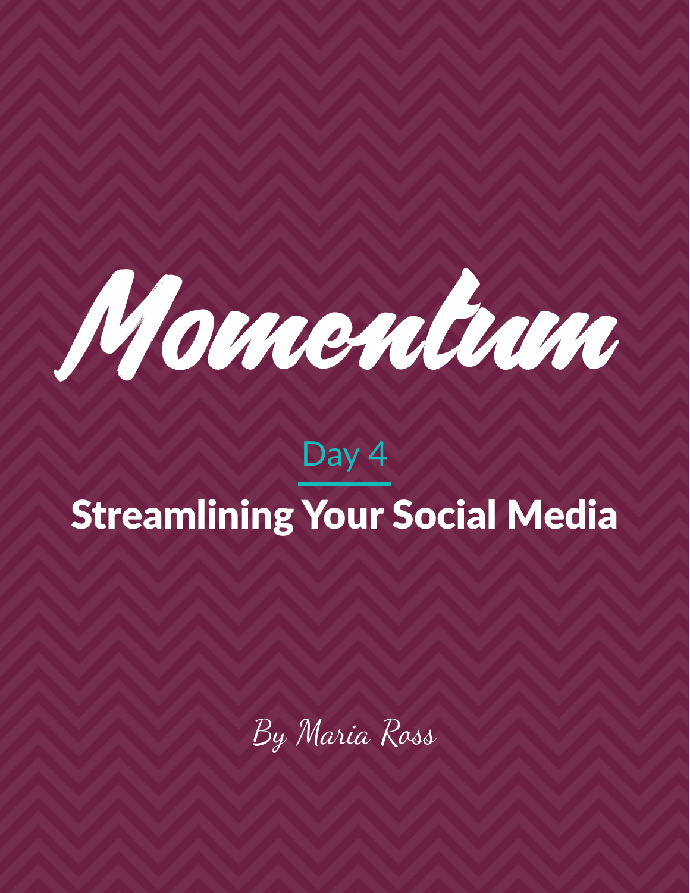# Momentum

## Day 4

## Streamlining Your Social Media

*By Maria Ross*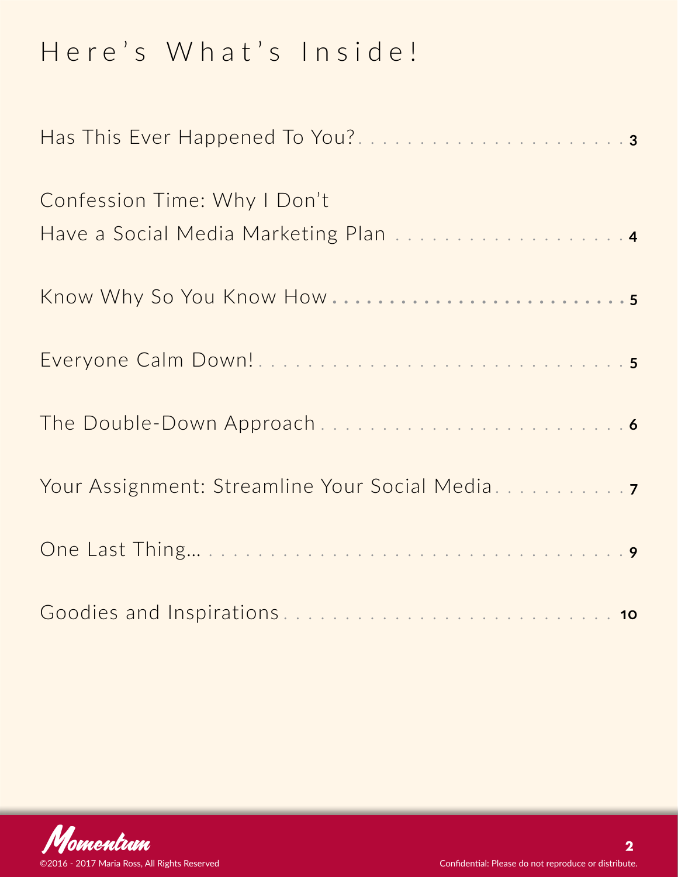# Here's What's Inside!

Has This Ever Happened To You? . . . . . . . . . . . . . . . . . . . . . . . . . **3**

Confession Time: Why I Don't Have a Social Media Marketing Plan . . . . . . . . . . . . . . . . . . . . **4**

Know Why So You Know How . . . . . . . . . . . . . . . . . . . . . . . . . . . **5**

Everyone Calm Down! . . . . . . . . . . . . . . . . . . . . . . . . . . . . . . . **5**

The Double-Down Approach . . . . . . . . . . . . . . . . . . . . . . . . . . . **6**

Your Assignment: Streamline Your Social Media . . . . . . . . . . . **7**

One Last Thing… . . . . . . . . . . . . . . . . . . . . . . . . . . . . . . . . . . . **9**

Goodies and Inspirations . . . . . . . . . . . . . . . . . . . . . . . . . . . . **10**

Momentum

©2016 - 2017 Maria Ross, All Rights Reserved

Confidential: Please do not reproduce or distribute.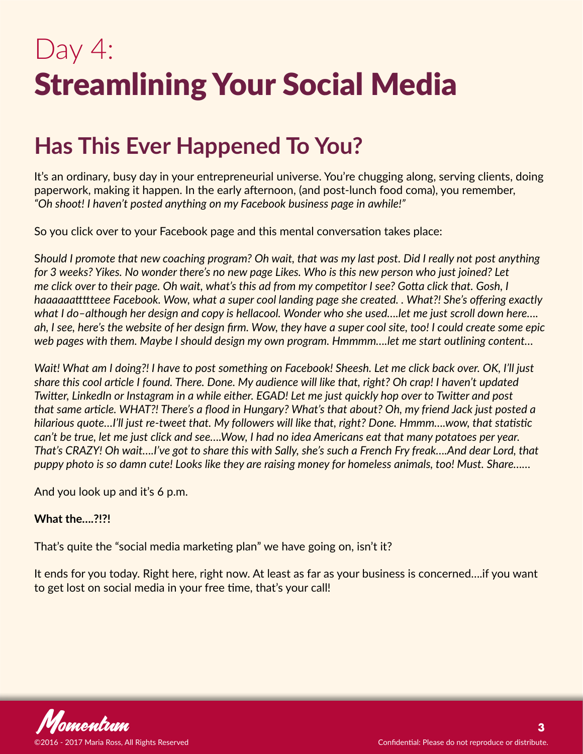# Day 4:
# Streamlining Your Social Media

## Has This Ever Happened To You?

It's an ordinary, busy day in your entrepreneurial universe. You're chugging along, serving clients, doing paperwork, making it happen. In the early afternoon, (and post-lunch food coma), you remember, *"Oh shoot! I haven't posted anything on my Facebook business page in awhile!"*

So you click over to your Facebook page and this mental conversation takes place:

*Should I promote that new coaching program? Oh wait, that was my last post. Did I really not post anything for 3 weeks? Yikes. No wonder there's no new page Likes. Who is this new person who just joined? Let me click over to their page. Oh wait, what's this ad from my competitor I see? Gotta click that. Gosh, I haaaaaatttteee Facebook. Wow, what a super cool landing page she created. . What?! She's offering exactly what I do–although her design and copy is hellacool. Wonder who she used….let me just scroll down here…. ah, I see, here's the website of her design firm. Wow, they have a super cool site, too! I could create some epic web pages with them. Maybe I should design my own program. Hmmmm….let me start outlining content…*

*Wait! What am I doing?! I have to post something on Facebook! Sheesh. Let me click back over. OK, I'll just share this cool article I found. There. Done. My audience will like that, right? Oh crap! I haven't updated Twitter, LinkedIn or Instagram in a while either. EGAD! Let me just quickly hop over to Twitter and post that same article. WHAT?! There's a flood in Hungary? What's that about? Oh, my friend Jack just posted a hilarious quote…I'll just re-tweet that. My followers will like that, right? Done. Hmmm….wow, that statistic can't be true, let me just click and see….Wow, I had no idea Americans eat that many potatoes per year. That's CRAZY! Oh wait….I've got to share this with Sally, she's such a French Fry freak….And dear Lord, that puppy photo is so damn cute! Looks like they are raising money for homeless animals, too! Must. Share……*

And you look up and it's 6 p.m.

**What the….?!?!**

That's quite the "social media marketing plan" we have going on, isn't it?

It ends for you today. Right here, right now. At least as far as your business is concerned….if you want to get lost on social media in your free time, that's your call!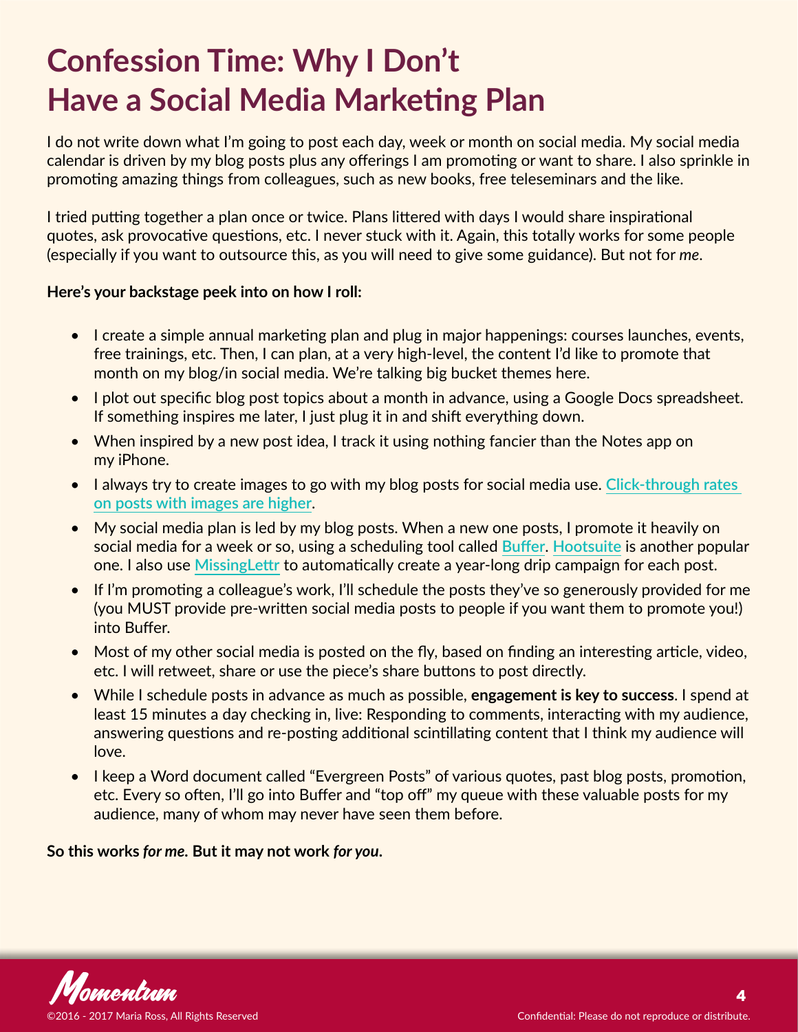# Confession Time: Why I Don't Have a Social Media Marketing Plan

I do not write down what I'm going to post each day, week or month on social media. My social media calendar is driven by my blog posts plus any offerings I am promoting or want to share. I also sprinkle in promoting amazing things from colleagues, such as new books, free teleseminars and the like.

I tried putting together a plan once or twice. Plans littered with days I would share inspirational quotes, ask provocative questions, etc. I never stuck with it. Again, this totally works for some people (especially if you want to outsource this, as you will need to give some guidance). But not for *me*.

**Here's your backstage peek into on how I roll:**

- I create a simple annual marketing plan and plug in major happenings: courses launches, events, free trainings, etc. Then, I can plan, at a very high-level, the content I'd like to promote that month on my blog/in social media. We're talking big bucket themes here.
- I plot out specific blog post topics about a month in advance, using a Google Docs spreadsheet. If something inspires me later, I just plug it in and shift everything down.
- When inspired by a new post idea, I track it using nothing fancier than the Notes app on my iPhone.
- I always try to create images to go with my blog posts for social media use. Click-through rates on posts with images are higher.
- My social media plan is led by my blog posts. When a new one posts, I promote it heavily on social media for a week or so, using a scheduling tool called Buffer. Hootsuite is another popular one. I also use MissingLettr to automatically create a year-long drip campaign for each post.
- If I'm promoting a colleague's work, I'll schedule the posts they've so generously provided for me (you MUST provide pre-written social media posts to people if you want them to promote you!) into Buffer.
- Most of my other social media is posted on the fly, based on finding an interesting article, video, etc. I will retweet, share or use the piece's share buttons to post directly.
- While I schedule posts in advance as much as possible, **engagement is key to success**. I spend at least 15 minutes a day checking in, live: Responding to comments, interacting with my audience, answering questions and re-posting additional scintillating content that I think my audience will love.
- I keep a Word document called "Evergreen Posts" of various quotes, past blog posts, promotion, etc. Every so often, I'll go into Buffer and "top off" my queue with these valuable posts for my audience, many of whom may never have seen them before.

**So this works *for me.* But it may not work *for you*.**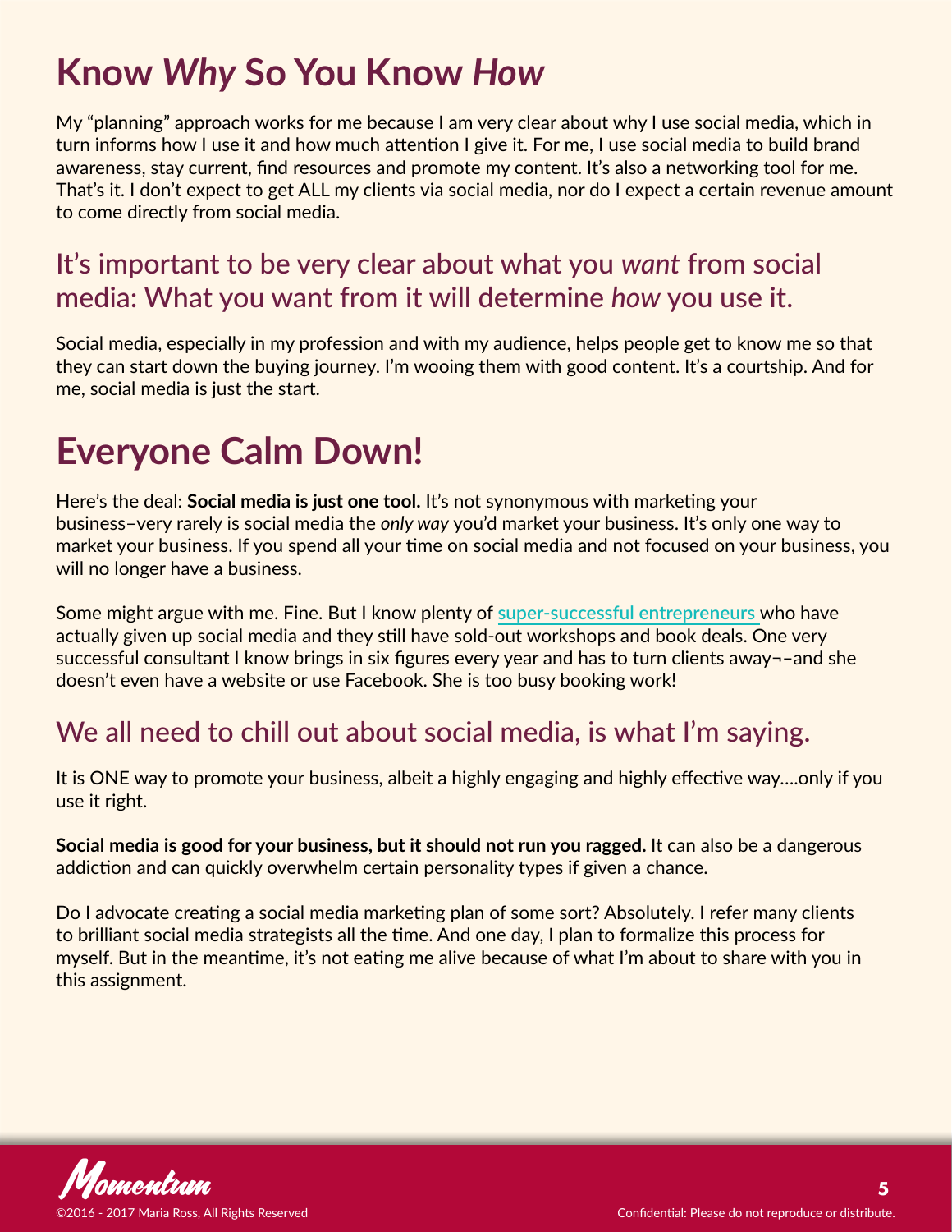# Know *Why* So You Know *How*

My "planning" approach works for me because I am very clear about why I use social media, which in turn informs how I use it and how much attention I give it. For me, I use social media to build brand awareness, stay current, find resources and promote my content. It's also a networking tool for me. That's it. I don't expect to get ALL my clients via social media, nor do I expect a certain revenue amount to come directly from social media.

## It's important to be very clear about what you *want* from social media: What you want from it will determine *how* you use it.

Social media, especially in my profession and with my audience, helps people get to know me so that they can start down the buying journey. I'm wooing them with good content. It's a courtship. And for me, social media is just the start.

# Everyone Calm Down!

Here's the deal: **Social media is just one tool.** It's not synonymous with marketing your business–very rarely is social media the *only way* you'd market your business. It's only one way to market your business. If you spend all your time on social media and not focused on your business, you will no longer have a business.

Some might argue with me. Fine. But I know plenty of super-successful entrepreneurs who have actually given up social media and they still have sold-out workshops and book deals. One very successful consultant I know brings in six figures every year and has to turn clients away¬–and she doesn't even have a website or use Facebook. She is too busy booking work!

## We all need to chill out about social media, is what I'm saying.

It is ONE way to promote your business, albeit a highly engaging and highly effective way….only if you use it right.

**Social media is good for your business, but it should not run you ragged.** It can also be a dangerous addiction and can quickly overwhelm certain personality types if given a chance.

Do I advocate creating a social media marketing plan of some sort? Absolutely. I refer many clients to brilliant social media strategists all the time. And one day, I plan to formalize this process for myself. But in the meantime, it's not eating me alive because of what I'm about to share with you in this assignment.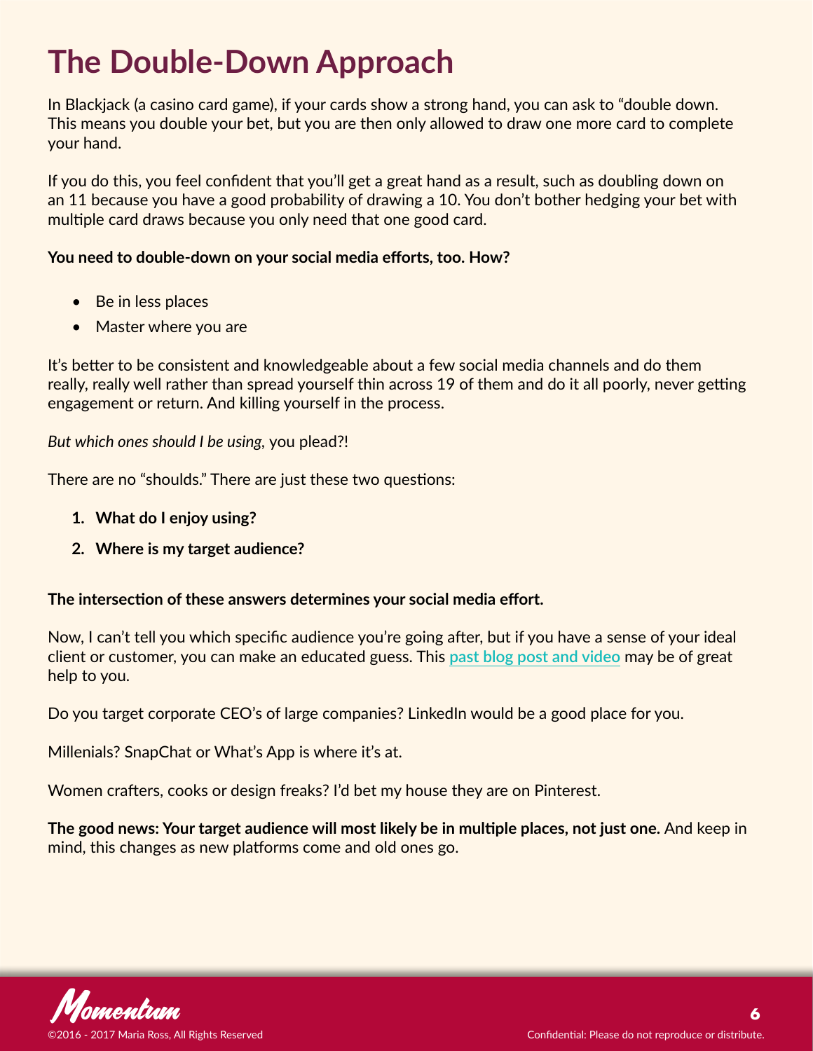# The Double-Down Approach

In Blackjack (a casino card game), if your cards show a strong hand, you can ask to "double down. This means you double your bet, but you are then only allowed to draw one more card to complete your hand.

If you do this, you feel confident that you'll get a great hand as a result, such as doubling down on an 11 because you have a good probability of drawing a 10. You don't bother hedging your bet with multiple card draws because you only need that one good card.

**You need to double-down on your social media efforts, too. How?**

- Be in less places
- Master where you are

It's better to be consistent and knowledgeable about a few social media channels and do them really, really well rather than spread yourself thin across 19 of them and do it all poorly, never getting engagement or return. And killing yourself in the process.

*But which ones should I be using,* you plead?!

There are no "shoulds." There are just these two questions:

1. **What do I enjoy using?**
2. **Where is my target audience?**

**The intersection of these answers determines your social media effort.**

Now, I can't tell you which specific audience you're going after, but if you have a sense of your ideal client or customer, you can make an educated guess. This past blog post and video may be of great help to you.

Do you target corporate CEO's of large companies? LinkedIn would be a good place for you.

Millenials? SnapChat or What's App is where it's at.

Women crafters, cooks or design freaks? I'd bet my house they are on Pinterest.

**The good news: Your target audience will most likely be in multiple places, not just one.** And keep in mind, this changes as new platforms come and old ones go.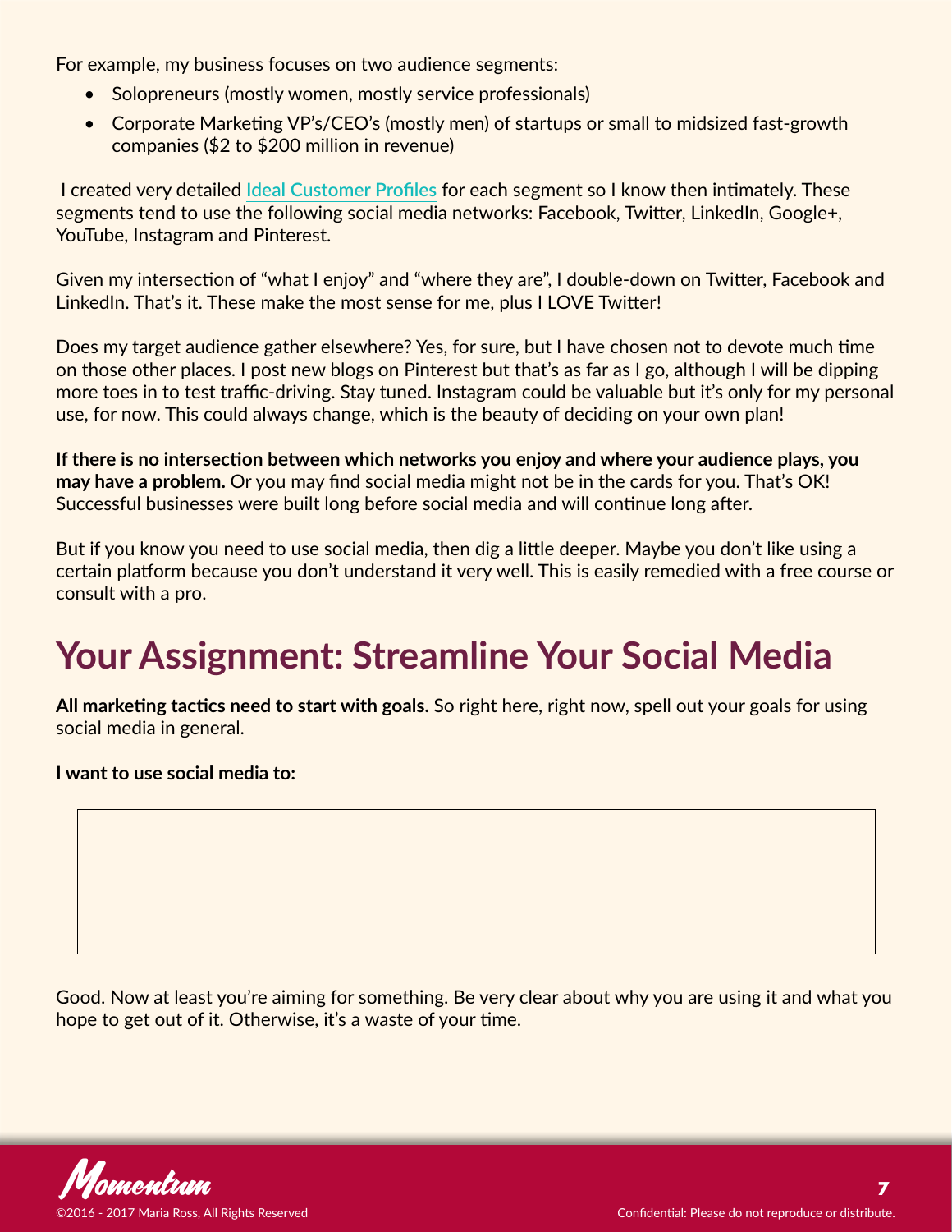For example, my business focuses on two audience segments:

- Solopreneurs (mostly women, mostly service professionals)
- Corporate Marketing VP's/CEO's (mostly men) of startups or small to midsized fast-growth companies ($2 to $200 million in revenue)

I created very detailed Ideal Customer Profiles for each segment so I know then intimately. These segments tend to use the following social media networks: Facebook, Twitter, LinkedIn, Google+, YouTube, Instagram and Pinterest.

Given my intersection of "what I enjoy" and "where they are", I double-down on Twitter, Facebook and LinkedIn. That's it. These make the most sense for me, plus I LOVE Twitter!

Does my target audience gather elsewhere? Yes, for sure, but I have chosen not to devote much time on those other places. I post new blogs on Pinterest but that's as far as I go, although I will be dipping more toes in to test traffic-driving. Stay tuned. Instagram could be valuable but it's only for my personal use, for now. This could always change, which is the beauty of deciding on your own plan!

**If there is no intersection between which networks you enjoy and where your audience plays, you may have a problem.** Or you may find social media might not be in the cards for you. That's OK! Successful businesses were built long before social media and will continue long after.

But if you know you need to use social media, then dig a little deeper. Maybe you don't like using a certain platform because you don't understand it very well. This is easily remedied with a free course or consult with a pro.

# Your Assignment: Streamline Your Social Media

**All marketing tactics need to start with goals.** So right here, right now, spell out your goals for using social media in general.

**I want to use social media to:**

Good. Now at least you're aiming for something. Be very clear about why you are using it and what you hope to get out of it. Otherwise, it's a waste of your time.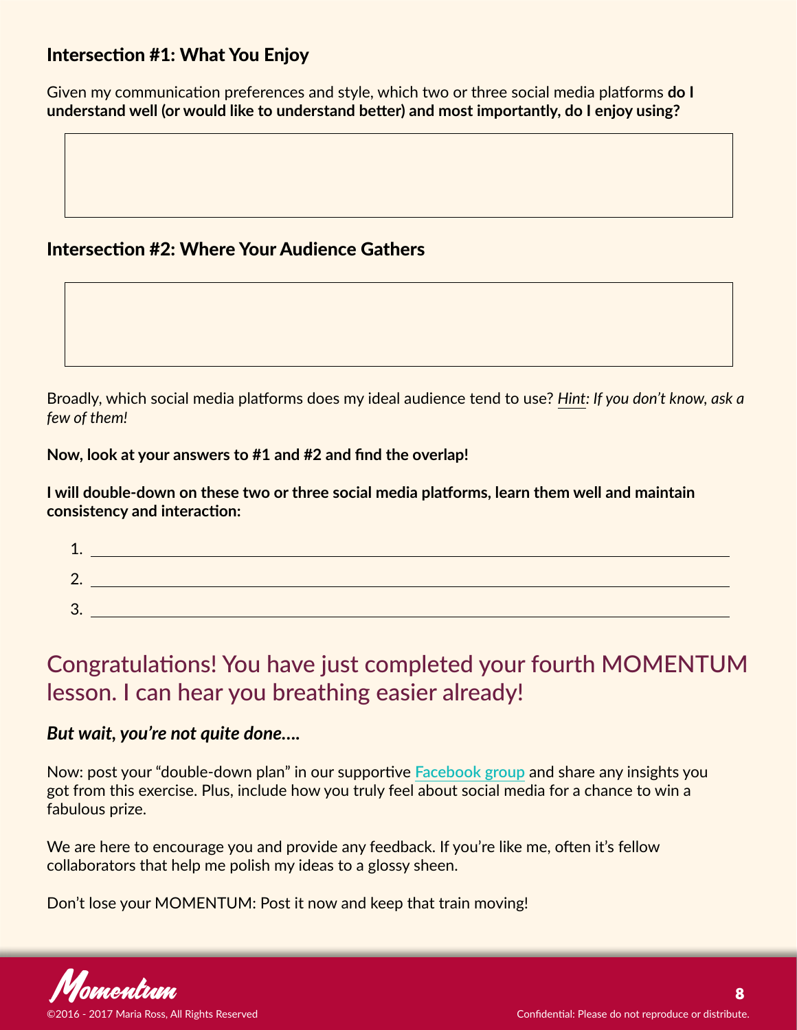### Intersection #1: What You Enjoy

Given my communication preferences and style, which two or three social media platforms **do I understand well (or would like to understand better) and most importantly, do I enjoy using?**

### Intersection #2: Where Your Audience Gathers

Broadly, which social media platforms does my ideal audience tend to use? *Hint: If you don't know, ask a few of them!*

**Now, look at your answers to #1 and #2 and find the overlap!**

**I will double-down on these two or three social media platforms, learn them well and maintain consistency and interaction:**

1. ______________________________
2. ______________________________
3. ______________________________

## Congratulations! You have just completed your fourth MOMENTUM lesson. I can hear you breathing easier already!

***But wait, you're not quite done….***

Now: post your "double-down plan" in our supportive Facebook group and share any insights you got from this exercise. Plus, include how you truly feel about social media for a chance to win a fabulous prize.

We are here to encourage you and provide any feedback. If you're like me, often it's fellow collaborators that help me polish my ideas to a glossy sheen.

Don't lose your MOMENTUM: Post it now and keep that train moving!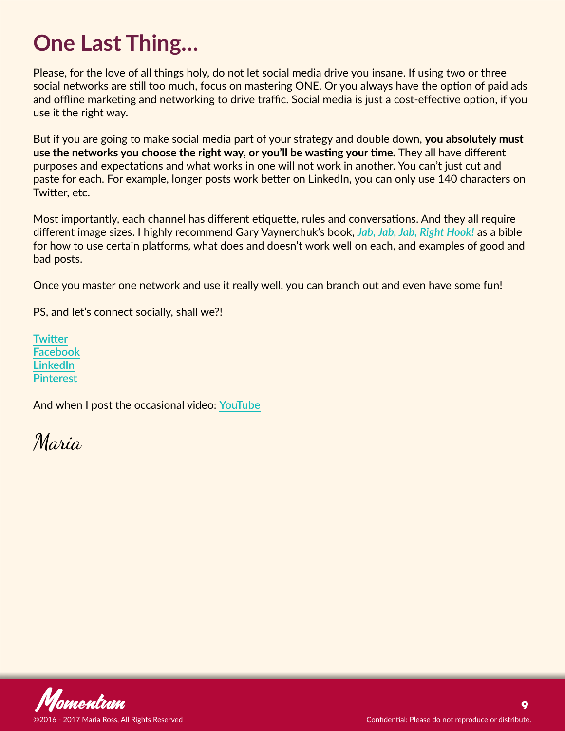# One Last Thing...

Please, for the love of all things holy, do not let social media drive you insane. If using two or three social networks are still too much, focus on mastering ONE. Or you always have the option of paid ads and offline marketing and networking to drive traffic. Social media is just a cost-effective option, if you use it the right way.

But if you are going to make social media part of your strategy and double down, **you absolutely must use the networks you choose the right way, or you'll be wasting your time.** They all have different purposes and expectations and what works in one will not work in another. You can't just cut and paste for each. For example, longer posts work better on LinkedIn, you can only use 140 characters on Twitter, etc.

Most importantly, each channel has different etiquette, rules and conversations. And they all require different image sizes. I highly recommend Gary Vaynerchuk's book, ***Jab, Jab, Jab, Right Hook!*** as a bible for how to use certain platforms, what does and doesn't work well on each, and examples of good and bad posts.

Once you master one network and use it really well, you can branch out and even have some fun!

PS, and let's connect socially, shall we?!

Twitter
Facebook
LinkedIn
Pinterest

And when I post the occasional video: YouTube

Maria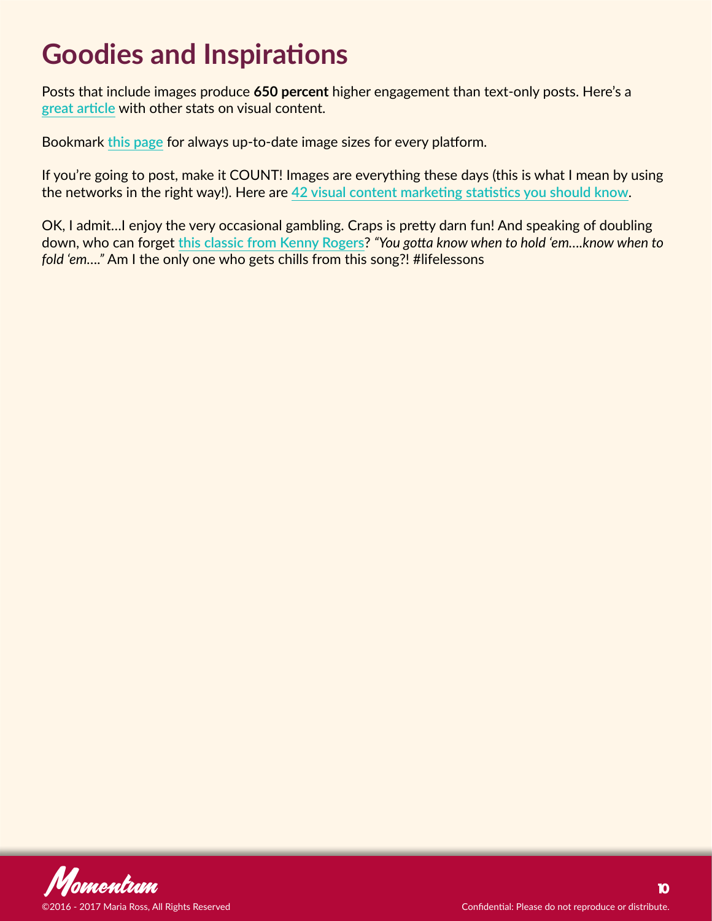# Goodies and Inspirations

Posts that include images produce **650 percent** higher engagement than text-only posts. Here's a great article with other stats on visual content.

Bookmark this page for always up-to-date image sizes for every platform.

If you're going to post, make it COUNT! Images are everything these days (this is what I mean by using the networks in the right way!). Here are 42 visual content marketing statistics you should know.

OK, I admit…I enjoy the very occasional gambling. Craps is pretty darn fun! And speaking of doubling down, who can forget this classic from Kenny Rogers? *"You gotta know when to hold 'em….know when to fold 'em…."* Am I the only one who gets chills from this song?! #lifelessons